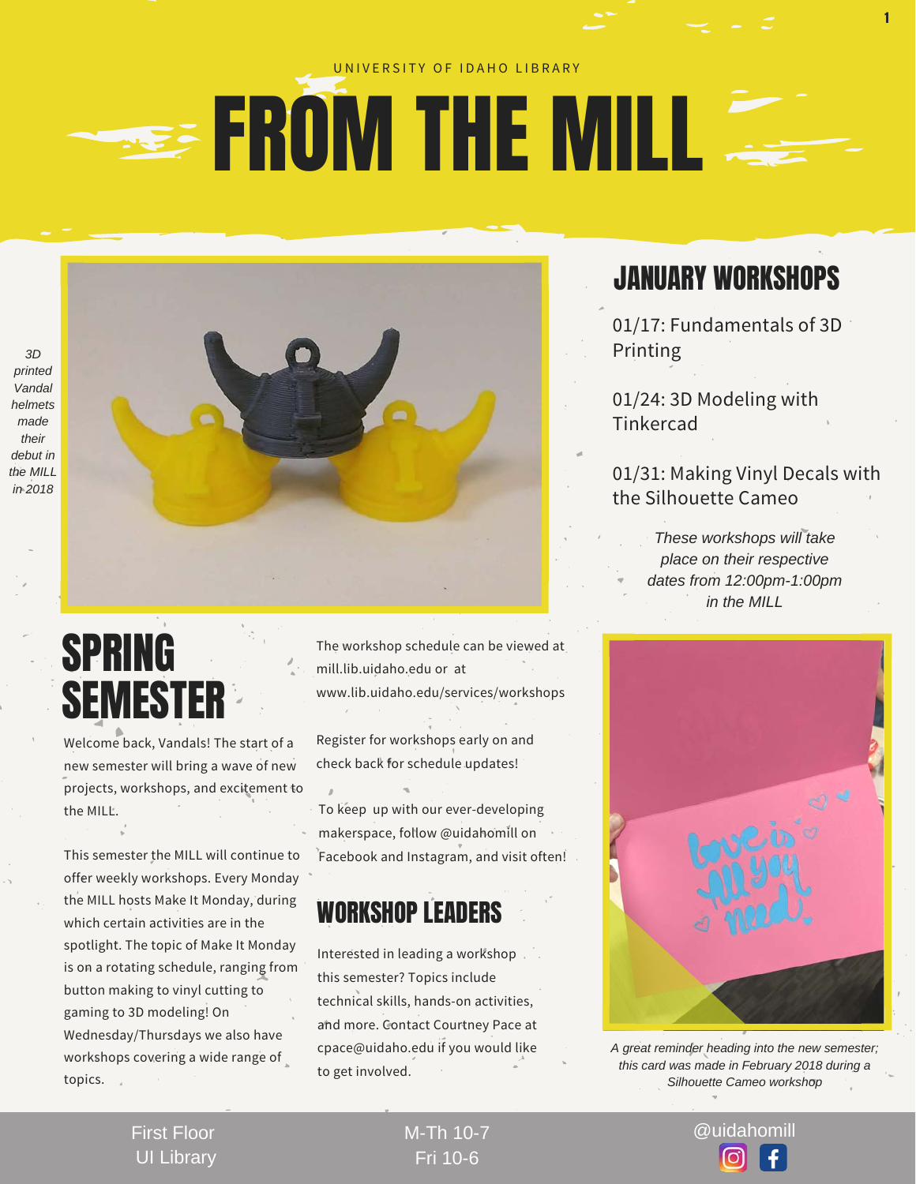UNIVERSITY OF IDAHO LIBRARY

# FROM THE MILL

*3D printed Vandal helmets made their debut in the MILL in 2018*

## JANUARY WORKSHOPS

01/17: Fundamentals of 3D Printing

01/24: 3D Modeling with Tinkercad

01/31: Making Vinyl Decals with the Silhouette Cameo

*These workshops will take place on their respective dates from 12:00pm-1:00pm in the MILL*

## SPRING SEMESTER

Welcome back, Vandals! The start of a new semester will bring a wave of new projects, workshops, and excitement to the MILL.

This semester the MILL will continue to offer weekly workshops. Every Monday the MILL hosts Make It Monday, during which certain activities are in the spotlight. The topic of Make It Monday is on a rotating schedule, ranging from button making to vinyl cutting to gaming to 3D modeling! On Wednesday/Thursdays we also have workshops covering a wide range of topics.

The workshop schedule can be viewed at mill.lib.uidaho.edu or at www.lib.uidaho.edu/services/workshops

Register for workshops early on and check back for schedule updates!

To keep up with our ever-developing makerspace, follow @uidahomill on Facebook and Instagram, and visit often!

## WORKSHOP LEADERS

Interested in leading a workshop this semester? Topics include technical skills, hands-on activities, and more. Contact Courtney Pace at cpace@uidaho.edu if you would like to get involved.

*A great reminder heading into the new semester; this card was made in February 2018 during a Silhouette Cameo workshop*

First Floor
UI Library

M-Th 10-7
Fri 10-6

@uidahomill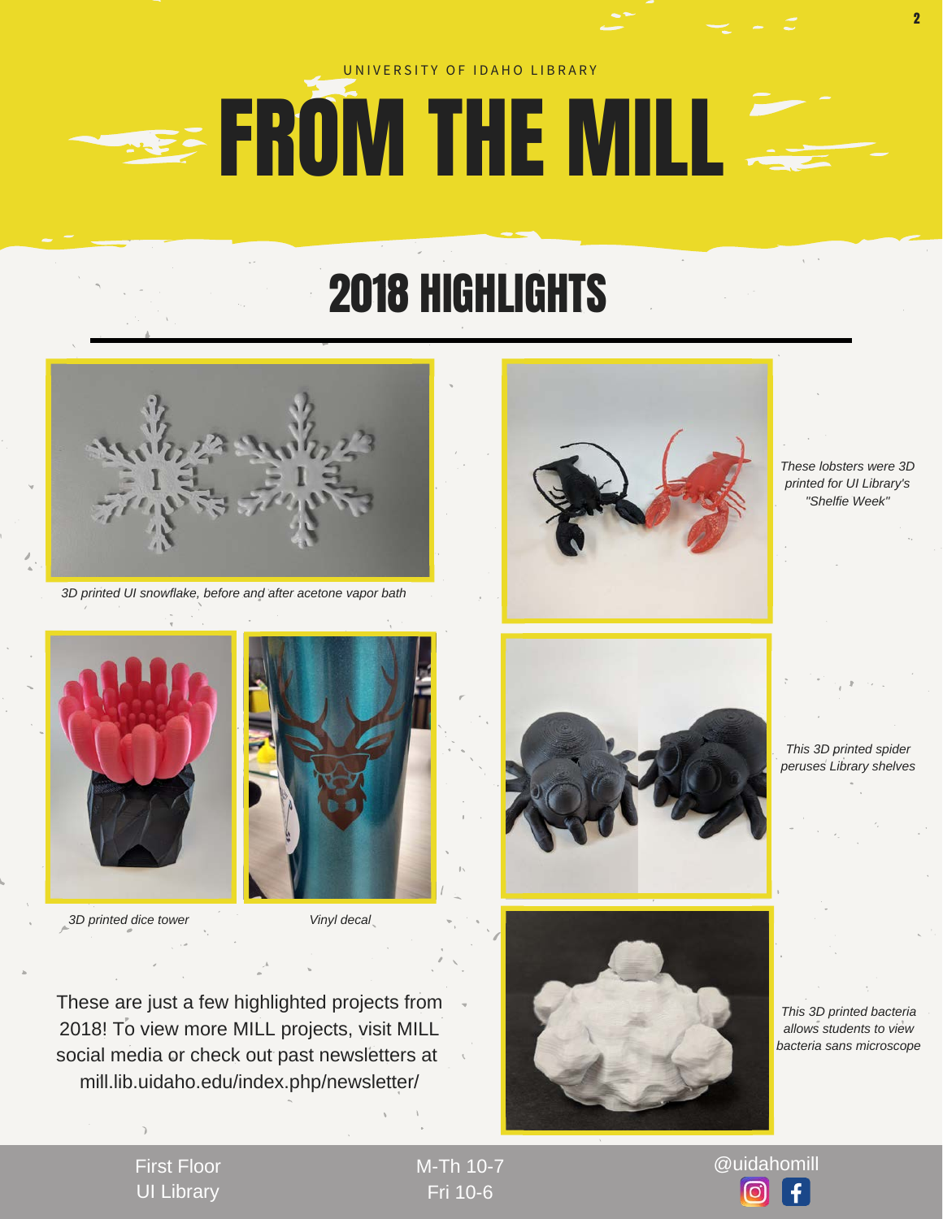UNIVERSITY OF IDAHO LIBRARY

# FROM THE MILL

## 2018 HIGHLIGHTS

*3D printed UI snowflake, before and after acetone vapor bath*

*These lobsters were 3D printed for UI Library's "Shelfie Week"*

*3D printed dice tower*

*Vinyl decal*

*This 3D printed spider peruses Library shelves*

*This 3D printed bacteria allows students to view bacteria sans microscope*

These are just a few highlighted projects from 2018! To view more MILL projects, visit MILL social media or check out past newsletters at mill.lib.uidaho.edu/index.php/newsletter/

First Floor
UI Library

M-Th 10-7
Fri 10-6

@uidahomill